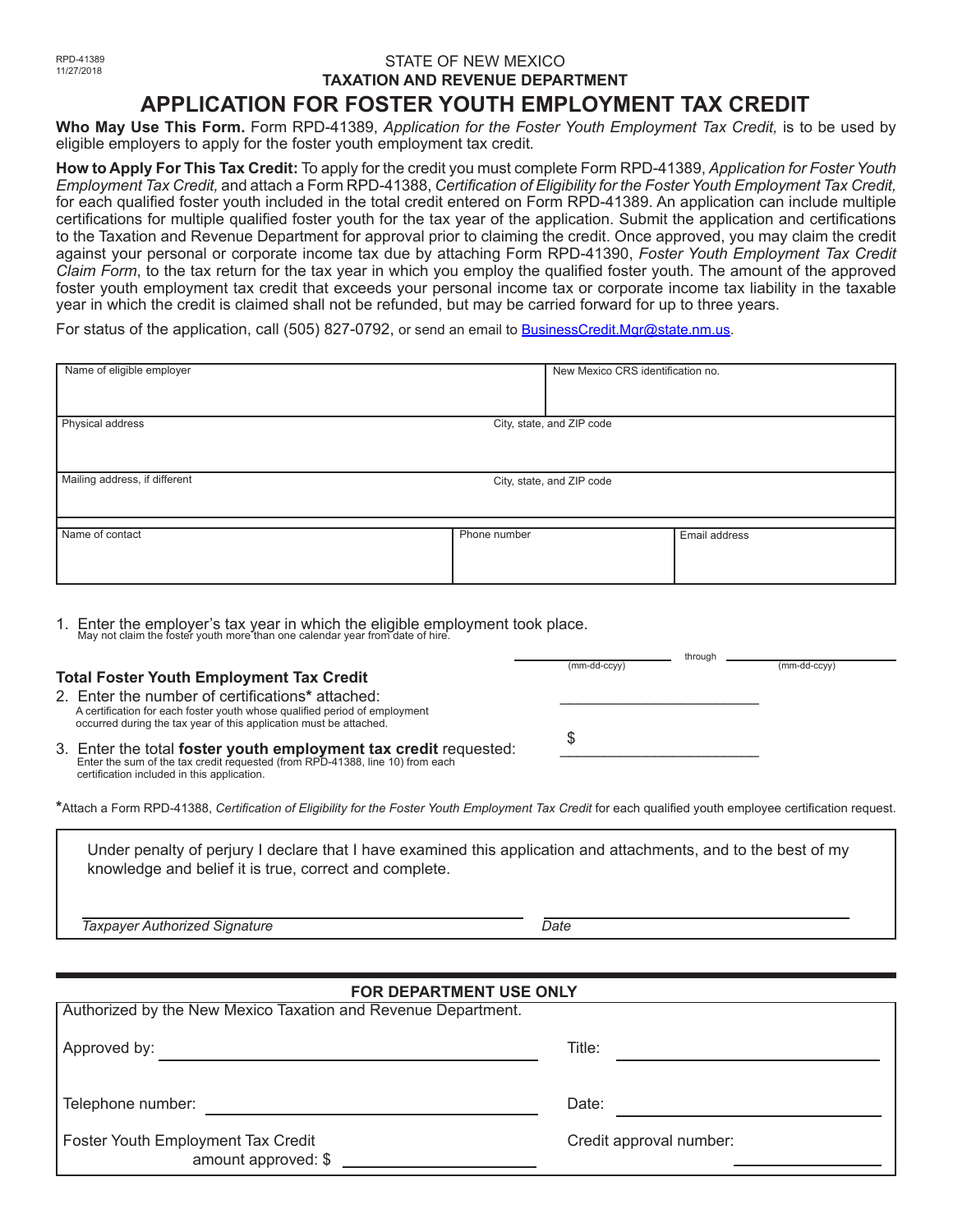RPD-41389
11/27/2018

STATE OF NEW MEXICO
**TAXATION AND REVENUE DEPARTMENT**

# APPLICATION FOR FOSTER YOUTH EMPLOYMENT TAX CREDIT

**Who May Use This Form.** Form RPD-41389, *Application for the Foster Youth Employment Tax Credit,* is to be used by eligible employers to apply for the foster youth employment tax credit.

**How to Apply For This Tax Credit:** To apply for the credit you must complete Form RPD-41389, *Application for Foster Youth Employment Tax Credit,* and attach a Form RPD-41388, *Certification of Eligibility for the Foster Youth Employment Tax Credit,* for each qualified foster youth included in the total credit entered on Form RPD-41389. An application can include multiple certifications for multiple qualified foster youth for the tax year of the application. Submit the application and certifications to the Taxation and Revenue Department for approval prior to claiming the credit. Once approved, you may claim the credit against your personal or corporate income tax due by attaching Form RPD-41390, *Foster Youth Employment Tax Credit Claim Form*, to the tax return for the tax year in which you employ the qualified foster youth. The amount of the approved foster youth employment tax credit that exceeds your personal income tax or corporate income tax liability in the taxable year in which the credit is claimed shall not be refunded, but may be carried forward for up to three years.

For status of the application, call (505) 827-0792, or send an email to BusinessCredit.Mgr@state.nm.us.

| Name of eligible employer | | New Mexico CRS identification no. |
|---|---|---|
| Physical address | City, state, and ZIP code | |
| Mailing address, if different | City, state, and ZIP code | |
| Name of contact | Phone number | Email address |

1. Enter the employer's tax year in which the eligible employment took place.
   May not claim the foster youth more than one calendar year from date of hire.
   \_\_\_\_\_\_\_\_\_\_ (mm-dd-ccyy) through \_\_\_\_\_\_\_\_\_\_ (mm-dd-ccyy)

**Total Foster Youth Employment Tax Credit**

2. Enter the number of certifications* attached: \_\_\_\_\_\_\_\_\_\_
   A certification for each foster youth whose qualified period of employment occurred during the tax year of this application must be attached.

3. Enter the total **foster youth employment tax credit** requested: $ \_\_\_\_\_\_\_\_\_\_
   Enter the sum of the tax credit requested (from RPD-41388, line 10) from each certification included in this application.

*Attach a Form RPD-41388, *Certification of Eligibility for the Foster Youth Employment Tax Credit* for each qualified youth employee certification request.

Under penalty of perjury I declare that I have examined this application and attachments, and to the best of my knowledge and belief it is true, correct and complete.

\_\_\_\_\_\_\_\_\_\_\_\_\_\_\_\_\_\_\_\_ *Taxpayer Authorized Signature*    \_\_\_\_\_\_\_\_\_\_ *Date*

**FOR DEPARTMENT USE ONLY**

Authorized by the New Mexico Taxation and Revenue Department.

| | |
|---|---|
| Approved by: \_\_\_\_\_\_\_\_\_\_ | Title: \_\_\_\_\_\_\_\_\_\_ |
| Telephone number: \_\_\_\_\_\_\_\_\_\_ | Date: \_\_\_\_\_\_\_\_\_\_ |
| Foster Youth Employment Tax Credit amount approved: $ \_\_\_\_\_\_\_\_\_\_ | Credit approval number: \_\_\_\_\_\_\_\_\_\_ |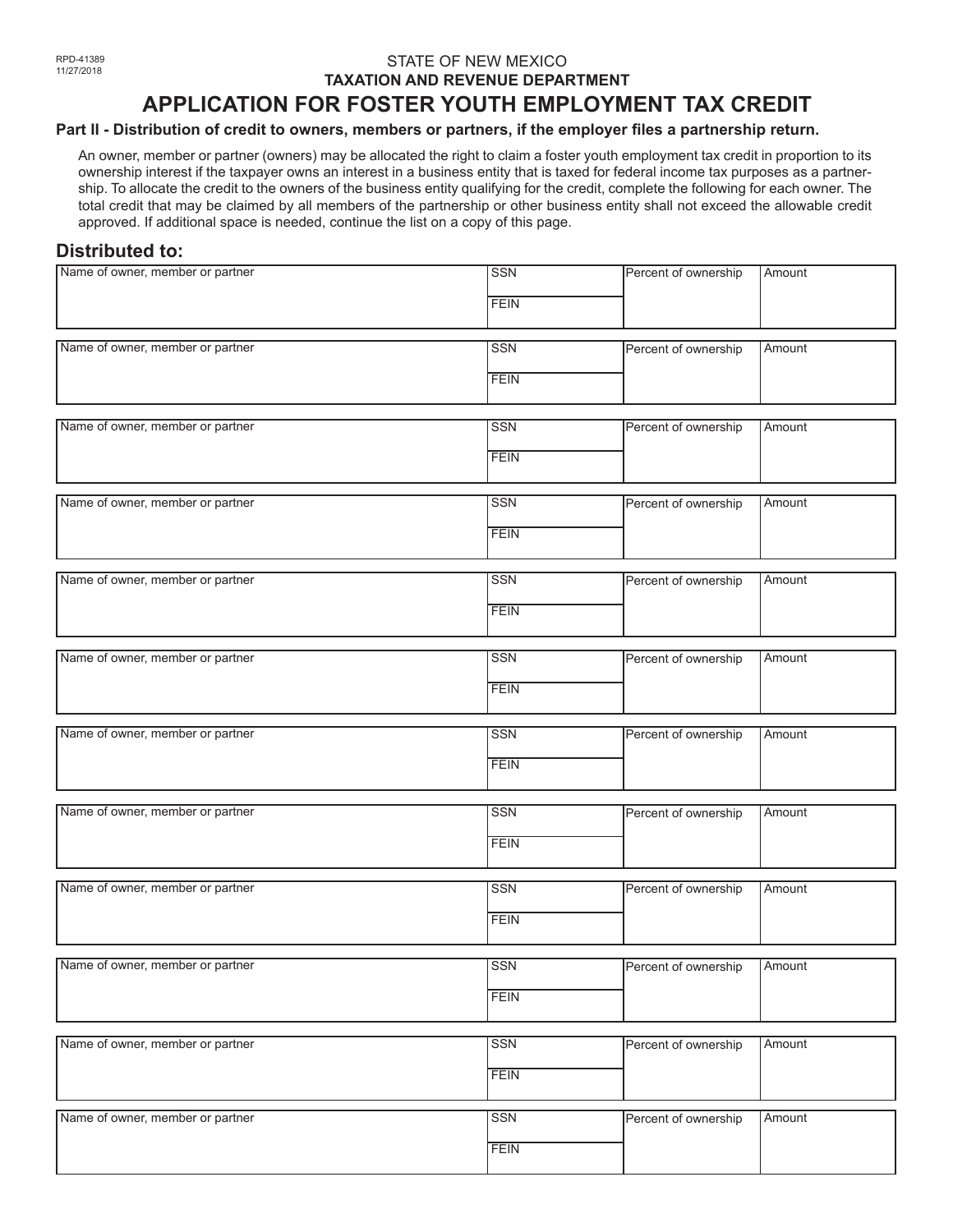RPD-41389
11/27/2018

STATE OF NEW MEXICO
**TAXATION AND REVENUE DEPARTMENT**

# APPLICATION FOR FOSTER YOUTH EMPLOYMENT TAX CREDIT

**Part II - Distribution of credit to owners, members or partners, if the employer files a partnership return.**

An owner, member or partner (owners) may be allocated the right to claim a foster youth employment tax credit in proportion to its ownership interest if the taxpayer owns an interest in a business entity that is taxed for federal income tax purposes as a partnership. To allocate the credit to the owners of the business entity qualifying for the credit, complete the following for each owner. The total credit that may be claimed by all members of the partnership or other business entity shall not exceed the allowable credit approved. If additional space is needed, continue the list on a copy of this page.

## Distributed to:

| Name of owner, member or partner | SSN / FEIN | Percent of ownership | Amount |
|---|---|---|---|
| | SSN<br>FEIN | | |
| | SSN<br>FEIN | | |
| | SSN<br>FEIN | | |
| | SSN<br>FEIN | | |
| | SSN<br>FEIN | | |
| | SSN<br>FEIN | | |
| | SSN<br>FEIN | | |
| | SSN<br>FEIN | | |
| | SSN<br>FEIN | | |
| | SSN<br>FEIN | | |
| | SSN<br>FEIN | | |
| | SSN<br>FEIN | | |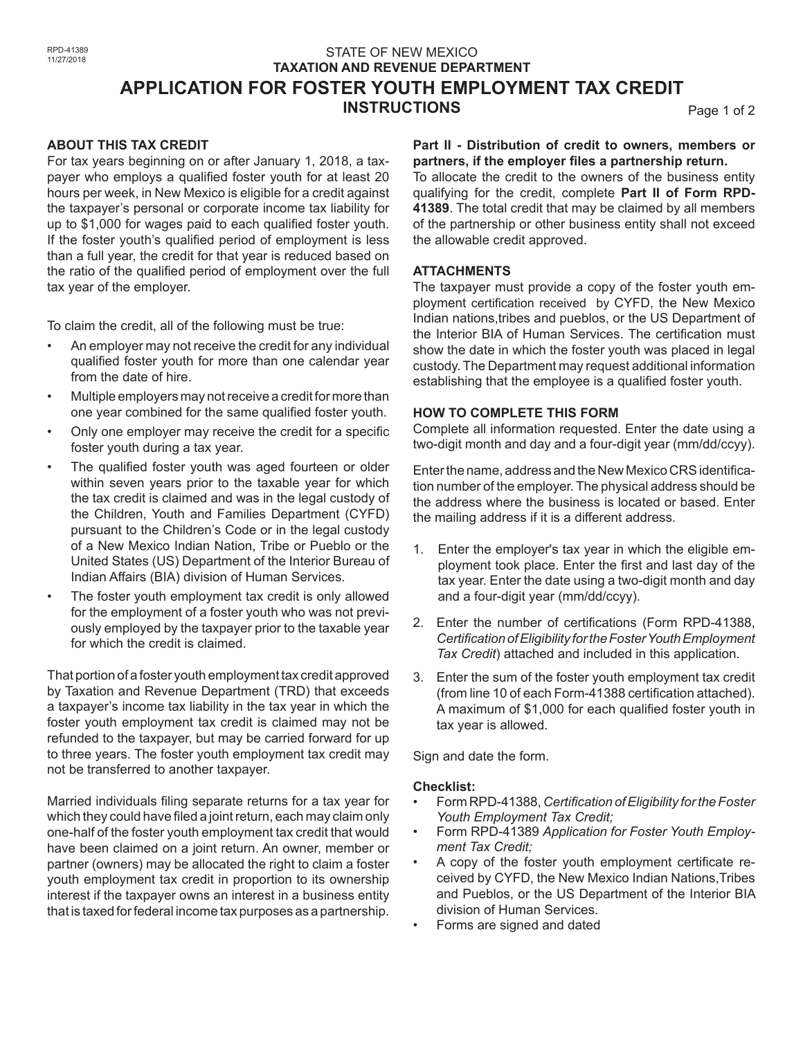RPD-41389
11/27/2018

STATE OF NEW MEXICO
**TAXATION AND REVENUE DEPARTMENT**

# APPLICATION FOR FOSTER YOUTH EMPLOYMENT TAX CREDIT
## INSTRUCTIONS

### ABOUT THIS TAX CREDIT

For tax years beginning on or after January 1, 2018, a taxpayer who employs a qualified foster youth for at least 20 hours per week, in New Mexico is eligible for a credit against the taxpayer's personal or corporate income tax liability for up to $1,000 for wages paid to each qualified foster youth. If the foster youth's qualified period of employment is less than a full year, the credit for that year is reduced based on the ratio of the qualified period of employment over the full tax year of the employer.

To claim the credit, all of the following must be true:

- An employer may not receive the credit for any individual qualified foster youth for more than one calendar year from the date of hire.
- Multiple employers may not receive a credit for more than one year combined for the same qualified foster youth.
- Only one employer may receive the credit for a specific foster youth during a tax year.
- The qualified foster youth was aged fourteen or older within seven years prior to the taxable year for which the tax credit is claimed and was in the legal custody of the Children, Youth and Families Department (CYFD) pursuant to the Children's Code or in the legal custody of a New Mexico Indian Nation, Tribe or Pueblo or the United States (US) Department of the Interior Bureau of Indian Affairs (BIA) division of Human Services.
- The foster youth employment tax credit is only allowed for the employment of a foster youth who was not previously employed by the taxpayer prior to the taxable year for which the credit is claimed.

That portion of a foster youth employment tax credit approved by Taxation and Revenue Department (TRD) that exceeds a taxpayer's income tax liability in the tax year in which the foster youth employment tax credit is claimed may not be refunded to the taxpayer, but may be carried forward for up to three years. The foster youth employment tax credit may not be transferred to another taxpayer.

Married individuals filing separate returns for a tax year for which they could have filed a joint return, each may claim only one-half of the foster youth employment tax credit that would have been claimed on a joint return. An owner, member or partner (owners) may be allocated the right to claim a foster youth employment tax credit in proportion to its ownership interest if the taxpayer owns an interest in a business entity that is taxed for federal income tax purposes as a partnership.

**Part II - Distribution of credit to owners, members or partners, if the employer files a partnership return.**

To allocate the credit to the owners of the business entity qualifying for the credit, complete **Part II of Form RPD-41389**. The total credit that may be claimed by all members of the partnership or other business entity shall not exceed the allowable credit approved.

### ATTACHMENTS

The taxpayer must provide a copy of the foster youth employment certification received by CYFD, the New Mexico Indian nations,tribes and pueblos, or the US Department of the Interior BIA of Human Services. The certification must show the date in which the foster youth was placed in legal custody. The Department may request additional information establishing that the employee is a qualified foster youth.

### HOW TO COMPLETE THIS FORM

Complete all information requested. Enter the date using a two-digit month and day and a four-digit year (mm/dd/ccyy).

Enter the name, address and the New Mexico CRS identification number of the employer. The physical address should be the address where the business is located or based. Enter the mailing address if it is a different address.

1. Enter the employer's tax year in which the eligible employment took place. Enter the first and last day of the tax year. Enter the date using a two-digit month and day and a four-digit year (mm/dd/ccyy).
2. Enter the number of certifications (Form RPD-41388, *Certification of Eligibility for the Foster Youth Employment Tax Credit*) attached and included in this application.
3. Enter the sum of the foster youth employment tax credit (from line 10 of each Form-41388 certification attached). A maximum of $1,000 for each qualified foster youth in tax year is allowed.

Sign and date the form.

**Checklist:**

- Form RPD-41388, *Certification of Eligibility for the Foster Youth Employment Tax Credit;*
- Form RPD-41389 *Application for Foster Youth Employment Tax Credit;*
- A copy of the foster youth employment certificate received by CYFD, the New Mexico Indian Nations,Tribes and Pueblos, or the US Department of the Interior BIA division of Human Services.
- Forms are signed and dated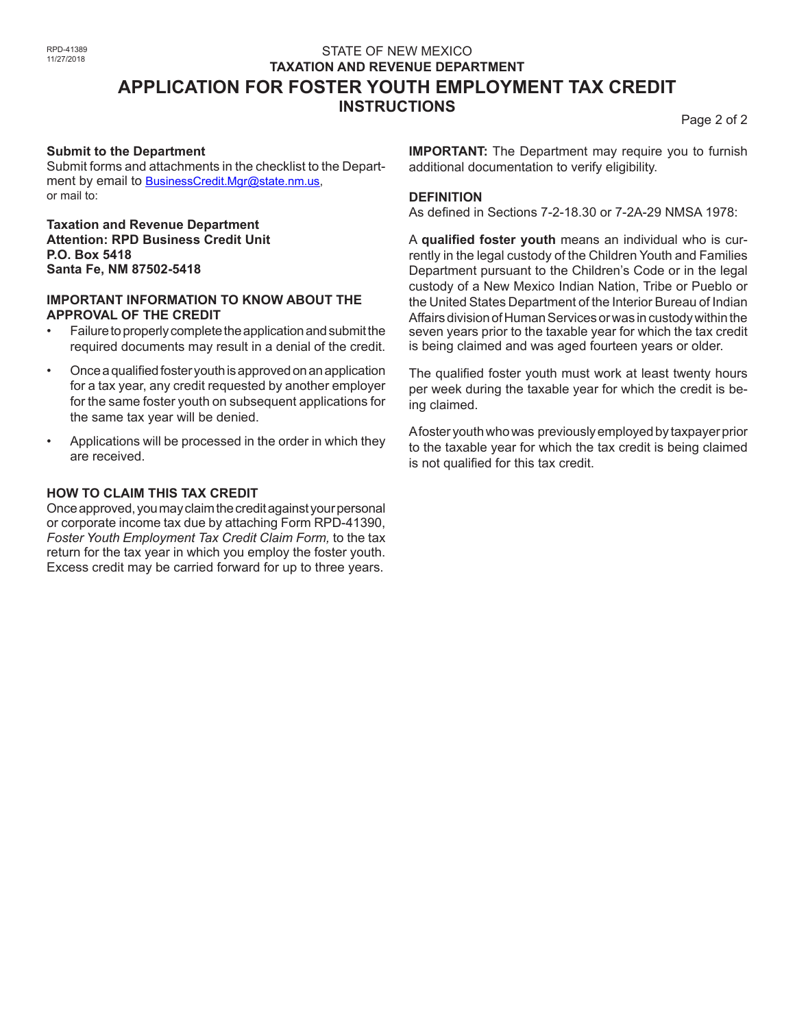RPD-41389
11/27/2018

STATE OF NEW MEXICO
**TAXATION AND REVENUE DEPARTMENT**

# APPLICATION FOR FOSTER YOUTH EMPLOYMENT TAX CREDIT

## INSTRUCTIONS

**Submit to the Department**

Submit forms and attachments in the checklist to the Department by email to BusinessCredit.Mgr@state.nm.us, or mail to:

**Taxation and Revenue Department**
**Attention: RPD Business Credit Unit**
**P.O. Box 5418**
**Santa Fe, NM 87502-5418**

### IMPORTANT INFORMATION TO KNOW ABOUT THE APPROVAL OF THE CREDIT

- Failure to properly complete the application and submit the required documents may result in a denial of the credit.
- Once a qualified foster youth is approved on an application for a tax year, any credit requested by another employer for the same foster youth on subsequent applications for the same tax year will be denied.
- Applications will be processed in the order in which they are received.

### HOW TO CLAIM THIS TAX CREDIT

Once approved, you may claim the credit against your personal or corporate income tax due by attaching Form RPD-41390, *Foster Youth Employment Tax Credit Claim Form,* to the tax return for the tax year in which you employ the foster youth. Excess credit may be carried forward for up to three years.

**IMPORTANT:** The Department may require you to furnish additional documentation to verify eligibility.

### DEFINITION

As defined in Sections 7-2-18.30 or 7-2A-29 NMSA 1978:

A **qualified foster youth** means an individual who is currently in the legal custody of the Children Youth and Families Department pursuant to the Children's Code or in the legal custody of a New Mexico Indian Nation, Tribe or Pueblo or the United States Department of the Interior Bureau of Indian Affairs division of Human Services or was in custody within the seven years prior to the taxable year for which the tax credit is being claimed and was aged fourteen years or older.

The qualified foster youth must work at least twenty hours per week during the taxable year for which the credit is being claimed.

A foster youth who was previously employed by taxpayer prior to the taxable year for which the tax credit is being claimed is not qualified for this tax credit.